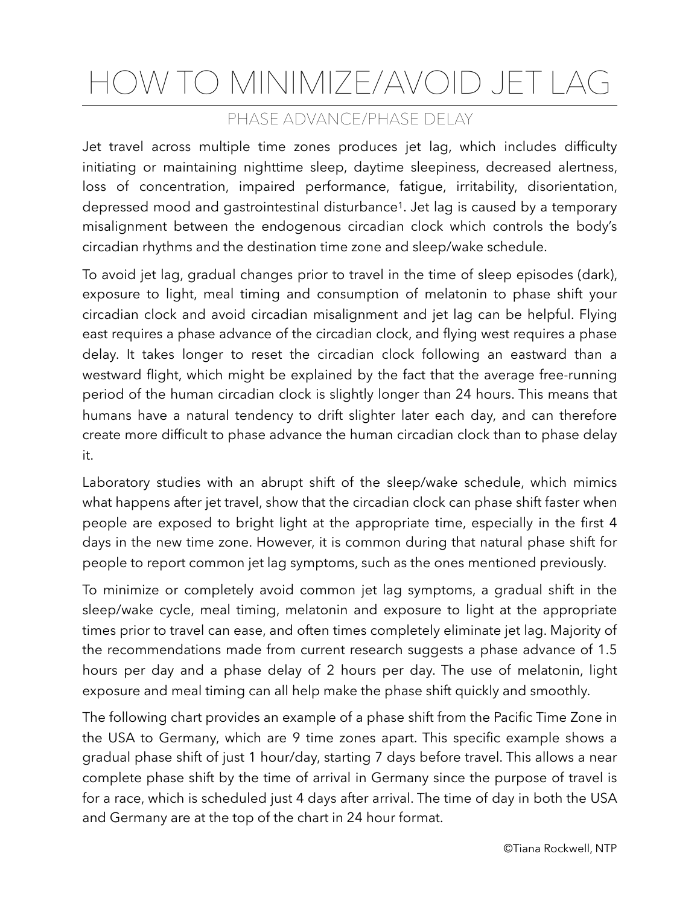# HOW TO MINIMIZE/AVOID JET LAG

## PHASE ADVANCE/PHASE DELAY

Jet travel across multiple time zones produces jet lag, which includes difficulty initiating or maintaining nighttime sleep, daytime sleepiness, decreased alertness, loss of concentration, impaired performance, fatigue, irritability, disorientation, depressed mood and gastrointestinal disturbance[1]. Jet lag is caused by a temporary misalignment between the endogenous circadian clock which controls the body's circadian rhythms and the destination time zone and sleep/wake schedule.

To avoid jet lag, gradual changes prior to travel in the time of sleep episodes (dark), exposure to light, meal timing and consumption of melatonin to phase shift your circadian clock and avoid circadian misalignment and jet lag can be helpful. Flying east requires a phase advance of the circadian clock, and flying west requires a phase delay. It takes longer to reset the circadian clock following an eastward than a westward flight, which might be explained by the fact that the average free-running period of the human circadian clock is slightly longer than 24 hours. This means that humans have a natural tendency to drift slighter later each day, and can therefore create more difficult to phase advance the human circadian clock than to phase delay it.

Laboratory studies with an abrupt shift of the sleep/wake schedule, which mimics what happens after jet travel, show that the circadian clock can phase shift faster when people are exposed to bright light at the appropriate time, especially in the first 4 days in the new time zone. However, it is common during that natural phase shift for people to report common jet lag symptoms, such as the ones mentioned previously.

To minimize or completely avoid common jet lag symptoms, a gradual shift in the sleep/wake cycle, meal timing, melatonin and exposure to light at the appropriate times prior to travel can ease, and often times completely eliminate jet lag. Majority of the recommendations made from current research suggests a phase advance of 1.5 hours per day and a phase delay of 2 hours per day. The use of melatonin, light exposure and meal timing can all help make the phase shift quickly and smoothly.

The following chart provides an example of a phase shift from the Pacific Time Zone in the USA to Germany, which are 9 time zones apart. This specific example shows a gradual phase shift of just 1 hour/day, starting 7 days before travel. This allows a near complete phase shift by the time of arrival in Germany since the purpose of travel is for a race, which is scheduled just 4 days after arrival. The time of day in both the USA and Germany are at the top of the chart in 24 hour format.

©Tiana Rockwell, NTP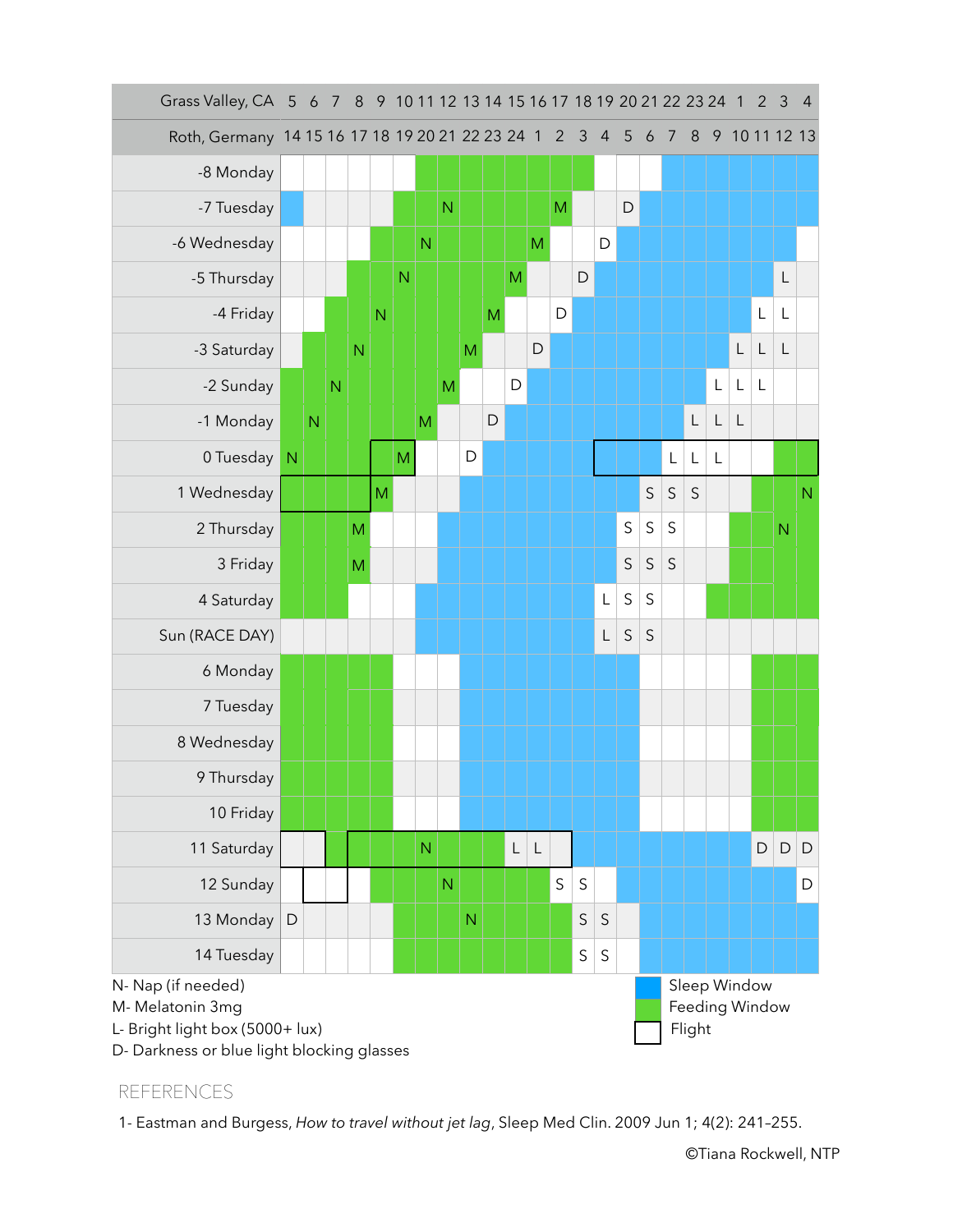| Grass Valley, CA | 5 | 6 | 7 | 8 | 9 | 10 | 11 | 12 | 13 | 14 | 15 | 16 | 17 | 18 | 19 | 20 | 21 | 22 | 23 | 24 | 1 | 2 | 3 | 4 |
|---|---|---|---|---|---|---|---|---|---|---|---|---|---|---|---|---|---|---|---|---|---|---|---|---|
| Roth, Germany | 14 | 15 | 16 | 17 | 18 | 19 | 20 | 21 | 22 | 23 | 24 | 1 | 2 | 3 | 4 | 5 | 6 | 7 | 8 | 9 | 10 | 11 | 12 | 13 |
| -8 Monday | | | | | | | | | | | | | | | | | | | | | | | | |
| -7 Tuesday | | | | | | | | N | | | | | M | | | D | | | | | | | | |
| -6 Wednesday | | | | | | | N | | | | | M | | | D | | | | | | | | | |
| -5 Thursday | | | | | | N | | | | | M | | | D | | | | | | | | | L | |
| -4 Friday | | | | | N | | | | | M | | | D | | | | | | | | | L | L | |
| -3 Saturday | | | | N | | | | | M | | | D | | | | | | | | | L | L | L | |
| -2 Sunday | | | N | | | | | M | | | D | | | | | | | | | L | L | L | | |
| -1 Monday | | N | | | | | M | | | D | | | | | | | | | L | L | L | | | |
| 0 Tuesday | N | | | | | M | | | D | | | | | | | | | L | L | L | | | | |
| 1 Wednesday | | | | | M | | | | | | | | | | | | S | S | S | | | | | N |
| 2 Thursday | | | | M | | | | | | | | | | | | S | S | S | | | | | N | |
| 3 Friday | | | | M | | | | | | | | | | | | S | S | S | | | | | | |
| 4 Saturday | | | | | | | | | | | | | | | L | S | S | | | | | | | |
| Sun (RACE DAY) | | | | | | | | | | | | | | | L | S | S | | | | | | | |
| 6 Monday | | | | | | | | | | | | | | | | | | | | | | | | |
| 7 Tuesday | | | | | | | | | | | | | | | | | | | | | | | | |
| 8 Wednesday | | | | | | | | | | | | | | | | | | | | | | | | |
| 9 Thursday | | | | | | | | | | | | | | | | | | | | | | | | |
| 10 Friday | | | | | | | | | | | | | | | | | | | | | | | | |
| 11 Saturday | | | | | | | N | | | | L | L | | | | | | | | | | D | D | D |
| 12 Sunday | | | | | | | | N | | | | | S | S | | | | | | | | | | D |
| 13 Monday | D | | | | | | | | N | | | | | S | S | | | | | | | | | |
| 14 Tuesday | | | | | | | | | | | | | | S | S | | | | | | | | | |

N- Nap (if needed)
M- Melatonin 3mg
L- Bright light box (5000+ lux)
D- Darkness or blue light blocking glasses

Sleep Window
Feeding Window
Flight

REFERENCES

1- Eastman and Burgess, *How to travel without jet lag*, Sleep Med Clin. 2009 Jun 1; 4(2): 241–255.

©Tiana Rockwell, NTP